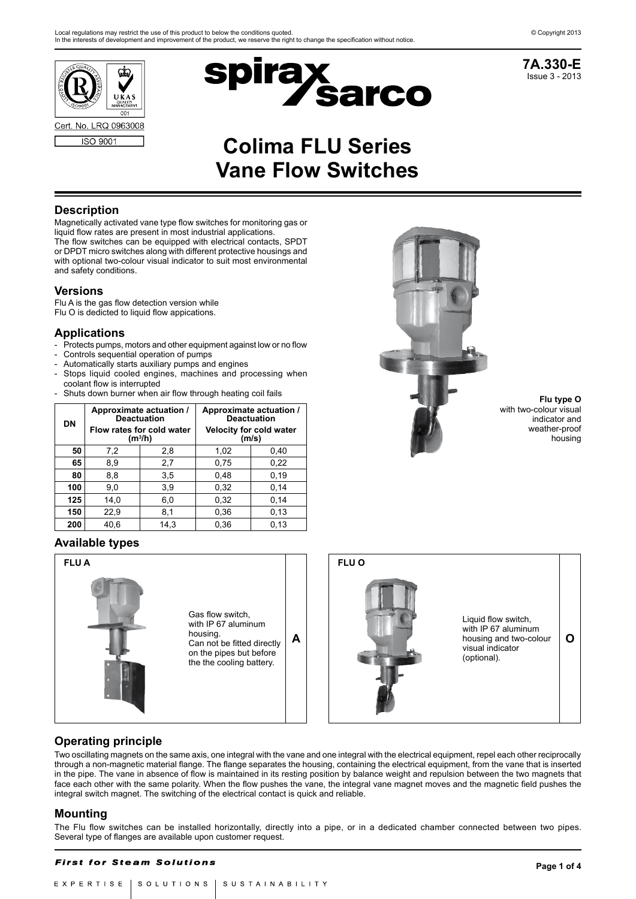Local regulations may restrict the use of this product to below the conditions quoted.
In the interests of development and improvement of the product, we reserve the right to change the specification without notice.

© Copyright 2013

Cert. No. LRQ 0963008
ISO 9001

**7A.330-E**
Issue 3 - 2013

# Colima FLU Series Vane Flow Switches

## Description

Magnetically activated vane type flow switches for monitoring gas or liquid flow rates are present in most industrial applications.
The flow switches can be equipped with electrical contacts, SPDT or DPDT micro switches along with different protective housings and with optional two-colour visual indicator to suit most environmental and safety conditions.

## Versions

Flu A is the gas flow detection version while
Flu O is dedicted to liquid flow appications.

## Applications

- Protects pumps, motors and other equipment against low or no flow
- Controls sequential operation of pumps
- Automatically starts auxiliary pumps and engines
- Stops liquid cooled engines, machines and processing when coolant flow is interrupted
- Shuts down burner when air flow through heating coil fails

| DN | Approximate actuation / Deactuation Flow rates for cold water ($m^3/h$) | | Approximate actuation / Deactuation Velocity for cold water (m/s) | |
|---|---|---|---|---|
| **50** | 7,2 | 2,8 | 1,02 | 0,40 |
| **65** | 8,9 | 2,7 | 0,75 | 0,22 |
| **80** | 8,8 | 3,5 | 0,48 | 0,19 |
| **100** | 9,0 | 3,9 | 0,32 | 0,14 |
| **125** | 14,0 | 6,0 | 0,32 | 0,14 |
| **150** | 22,9 | 8,1 | 0,36 | 0,13 |
| **200** | 40,6 | 14,3 | 0,36 | 0,13 |

**Flu type O** with two-colour visual indicator and weather-proof housing

## Available types

| Type | Description | Code |
|---|---|---|
| **FLU A** | Gas flow switch, with IP 67 aluminum housing. Can not be fitted directly on the pipes but before the the cooling battery. | **A** |
| **FLU O** | Liquid flow switch, with IP 67 aluminum housing and two-colour visual indicator (optional). | **O** |

## Operating principle

Two oscillating magnets on the same axis, one integral with the vane and one integral with the electrical equipment, repel each other reciprocally through a non-magnetic material flange. The flange separates the housing, containing the electrical equipment, from the vane that is inserted in the pipe. The vane in absence of flow is maintained in its resting position by balance weight and repulsion between the two magnets that face each other with the same polarity. When the flow pushes the vane, the integral vane magnet moves and the magnetic field pushes the integral switch magnet. The switching of the electrical contact is quick and reliable.

## Mounting

The Flu flow switches can be installed horizontally, directly into a pipe, or in a dedicated chamber connected between two pipes. Several type of flanges are available upon customer request.

*First for Steam Solutions*

EXPERTISE | SOLUTIONS | SUSTAINABILITY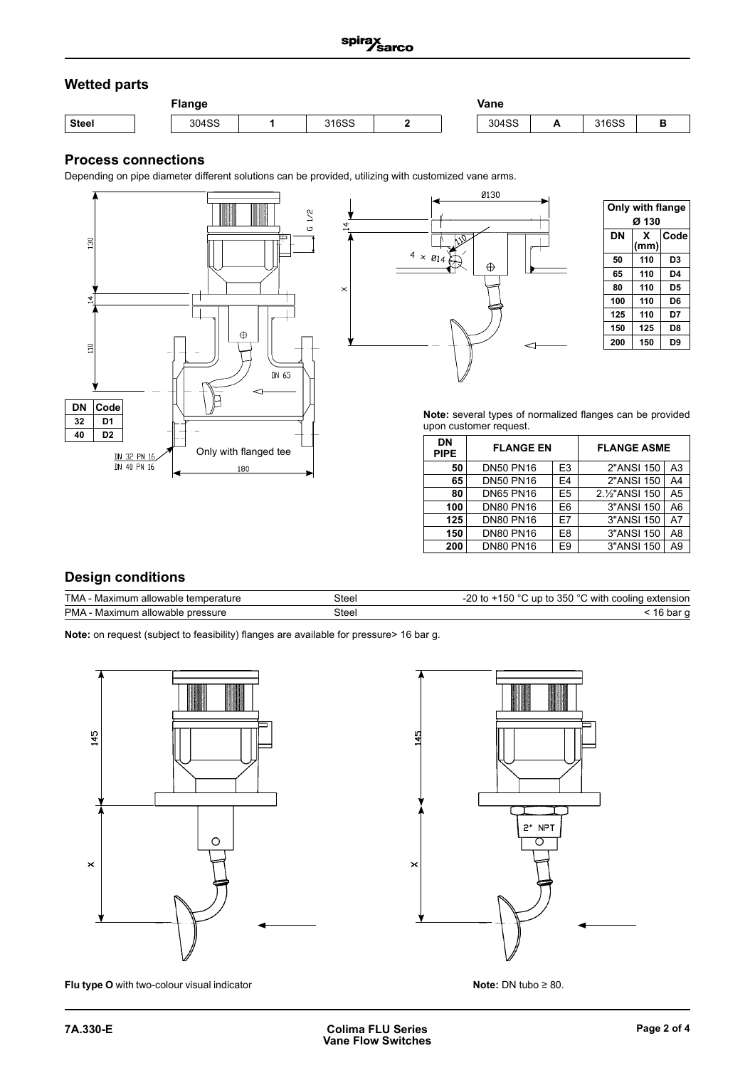## Wetted parts

| | Flange | | | | Vane | | | |
|---|---|---|---|---|---|---|---|---|
| **Steel** | 304SS | **1** | 316SS | **2** | 304SS | **A** | 316SS | **B** |

## Process connections

Depending on pipe diameter different solutions can be provided, utilizing with customized vane arms.

| DN | Code |
|---|---|
| 32 | D1 |
| 40 | D2 |

Only with flanged tee

| Only with flange Ø 130 | | |
|---|---|---|
| **DN** | **X (mm)** | **Code** |
| 50 | 110 | D3 |
| 65 | 110 | D4 |
| 80 | 110 | D5 |
| 100 | 110 | D6 |
| 125 | 110 | D7 |
| 150 | 125 | D8 |
| 200 | 150 | D9 |

**Note:** several types of normalized flanges can be provided upon customer request.

| DN PIPE | FLANGE EN | | FLANGE ASME | |
|---|---|---|---|---|
| 50 | DN50 PN16 | E3 | 2"ANSI 150 | A3 |
| 65 | DN50 PN16 | E4 | 2"ANSI 150 | A4 |
| 80 | DN65 PN16 | E5 | 2.½"ANSI 150 | A5 |
| 100 | DN80 PN16 | E6 | 3"ANSI 150 | A6 |
| 125 | DN80 PN16 | E7 | 3"ANSI 150 | A7 |
| 150 | DN80 PN16 | E8 | 3"ANSI 150 | A8 |
| 200 | DN80 PN16 | E9 | 3"ANSI 150 | A9 |

## Design conditions

| | | |
|---|---|---|
| TMA - Maximum allowable temperature | Steel | -20 to +150 °C up to 350 °C with cooling extension |
| PMA - Maximum allowable pressure | Steel | < 16 bar g |

**Note:** on request (subject to feasibility) flanges are available for pressure> 16 bar g.

**Flu type O** with two-colour visual indicator

**Note:** DN tubo ≥ 80.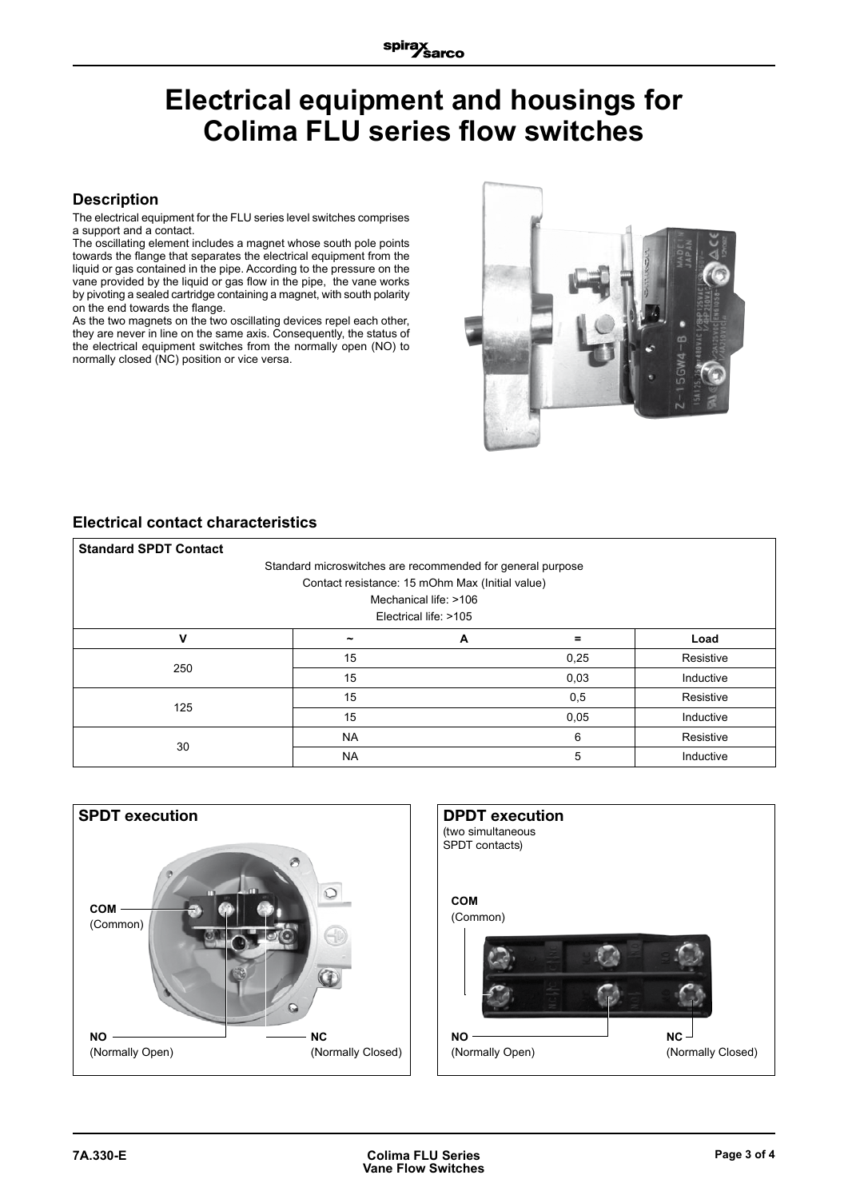# Electrical equipment and housings for Colima FLU series flow switches

## Description

The electrical equipment for the FLU series level switches comprises a support and a contact.

The oscillating element includes a magnet whose south pole points towards the flange that separates the electrical equipment from the liquid or gas contained in the pipe. According to the pressure on the vane provided by the liquid or gas flow in the pipe, the vane works by pivoting a sealed cartridge containing a magnet, with south polarity on the end towards the flange.

As the two magnets on the two oscillating devices repel each other, they are never in line on the same axis. Consequently, the status of the electrical equipment switches from the normally open (NO) to normally closed (NC) position or vice versa.

## Electrical contact characteristics

**Standard SPDT Contact**

Standard microswitches are recommended for general purpose

Contact resistance: 15 mOhm Max (Initial value)

Mechanical life: >106

Electrical life: >105

| V | ~ | A | = | Load |
|---|---|---|---|---|
| 250 | 15 | | 0,25 | Resistive |
| | 15 | | 0,03 | Inductive |
| 125 | 15 | | 0,5 | Resistive |
| | 15 | | 0,05 | Inductive |
| 30 | NA | | 6 | Resistive |
| | NA | | 5 | Inductive |

### SPDT execution

COM (Common)

NO (Normally Open)

NC (Normally Closed)

### DPDT execution

(two simultaneous SPDT contacts)

COM (Common)

NO (Normally Open)

NC (Normally Closed)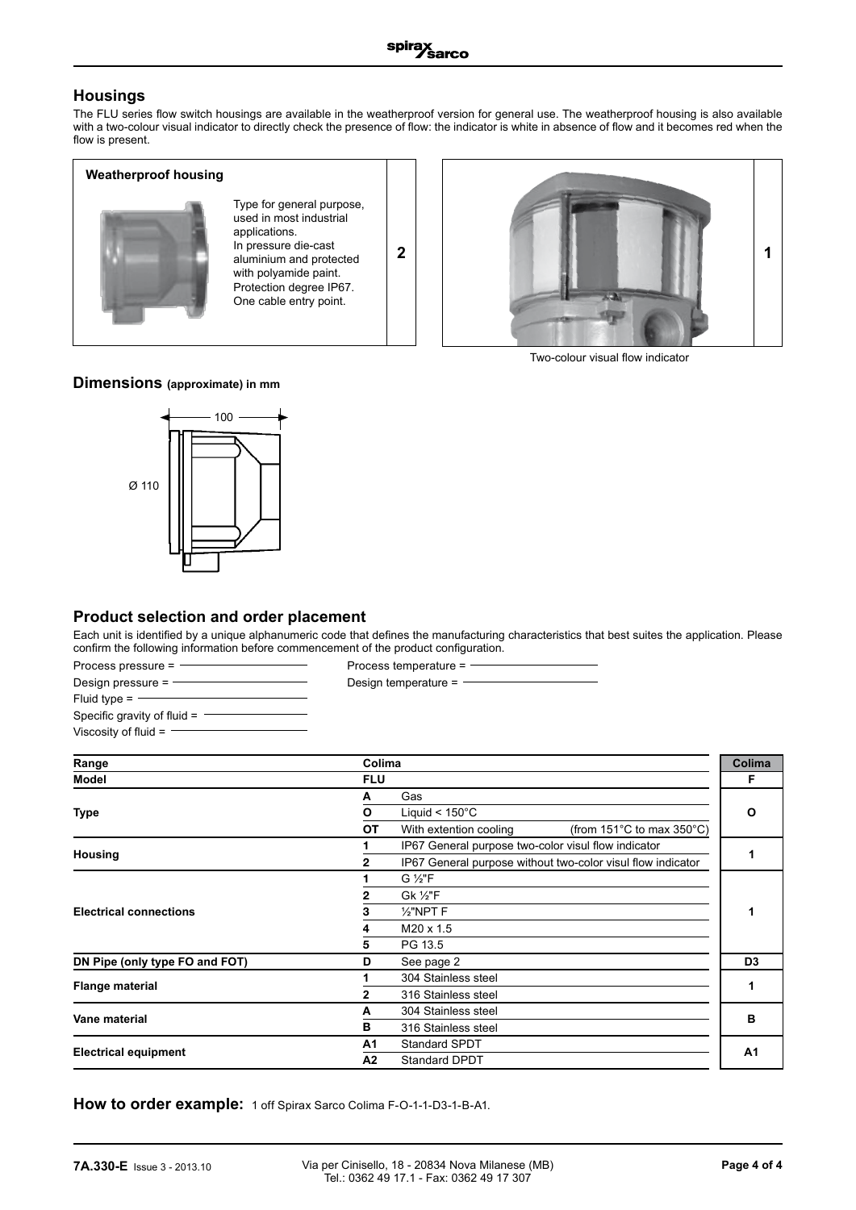## Housings

The FLU series flow switch housings are available in the weatherproof version for general use. The weatherproof housing is also available with a two-colour visual indicator to directly check the presence of flow: the indicator is white in absence of flow and it becomes red when the flow is present.

**Weatherproof housing**

Type for general purpose, used in most industrial applications.
In pressure die-cast aluminium and protected with polyamide paint.
Protection degree IP67.
One cable entry point.

2

1

Two-colour visual flow indicator

## Dimensions (approximate) in mm

100

Ø 110

## Product selection and order placement

Each unit is identified by a unique alphanumeric code that defines the manufacturing characteristics that best suites the application. Please confirm the following information before commencement of the product configuration.

Process pressure = ____________
Design pressure = ____________
Fluid type = ____________
Specific gravity of fluid = ____________
Viscosity of fluid = ____________
Process temperature = ____________
Design temperature = ____________

| Range | Colima | | | Colima |
|---|---|---|---|---|
| Model | FLU | | | F |
| Type | A | Gas | | O |
| | O | Liquid < 150°C | | |
| | OT | With extention cooling | (from 151°C to max 350°C) | |
| Housing | 1 | IP67 General purpose two-color visul flow indicator | | 1 |
| | 2 | IP67 General purpose without two-color visul flow indicator | | |
| Electrical connections | 1 | G ½"F | | 1 |
| | 2 | Gk ½"F | | |
| | 3 | ½"NPT F | | |
| | 4 | M20 x 1.5 | | |
| | 5 | PG 13.5 | | |
| DN Pipe (only type FO and FOT) | D | See page 2 | | D3 |
| Flange material | 1 | 304 Stainless steel | | 1 |
| | 2 | 316 Stainless steel | | |
| Vane material | A | 304 Stainless steel | | B |
| | B | 316 Stainless steel | | |
| Electrical equipment | A1 | Standard SPDT | | A1 |
| | A2 | Standard DPDT | | |

**How to order example:** 1 off Spirax Sarco Colima F-O-1-1-D3-1-B-A1.

**7A.330-E** Issue 3 - 2013.10

Via per Cinisello, 18 - 20834 Nova Milanese (MB)
Tel.: 0362 49 17.1 - Fax: 0362 49 17 307